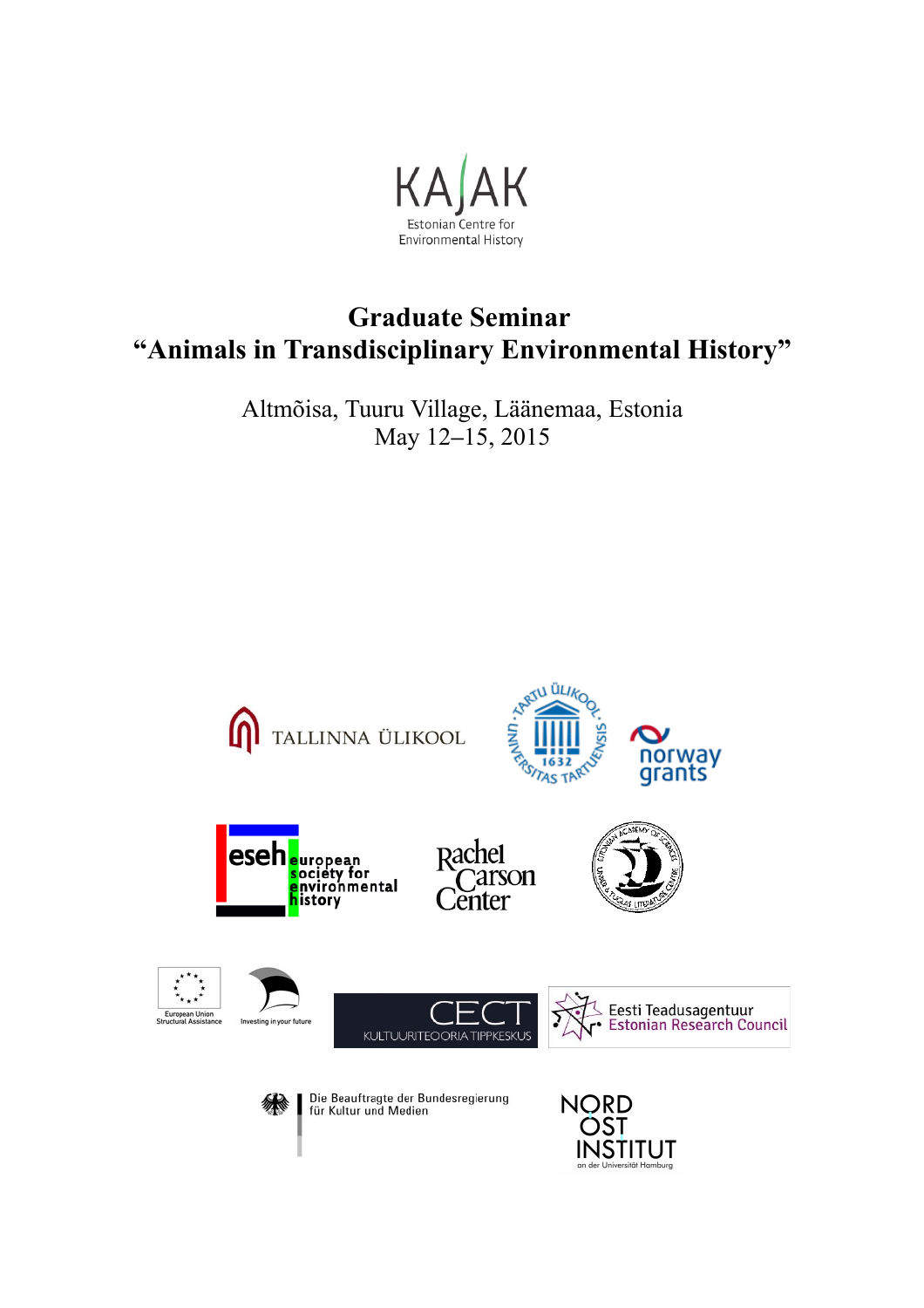KAJAK

Estonian Centre for Environmental History

# Graduate Seminar
# "Animals in Transdisciplinary Environmental History"

Altmõisa, Tuuru Village, Läänemaa, Estonia

May 12–15, 2015

TALLINNA ÜLIKOOL

TARTU ÜLIKOOL · UNIVERSITAS TARTUENSIS · 1632

norway grants

eseh european society for environmental history

Rachel Carson Center

Estonian Academy of Sciences · Under and Tuglas Literature Centre

European Union Structural Assistance

Investing in your future

CECT KULTUURITEOORIA TIPPKESKUS

Eesti Teadusagentuur Estonian Research Council

Die Beauftragte der Bundesregierung für Kultur und Medien

NORD OST INSTITUT an der Universität Hamburg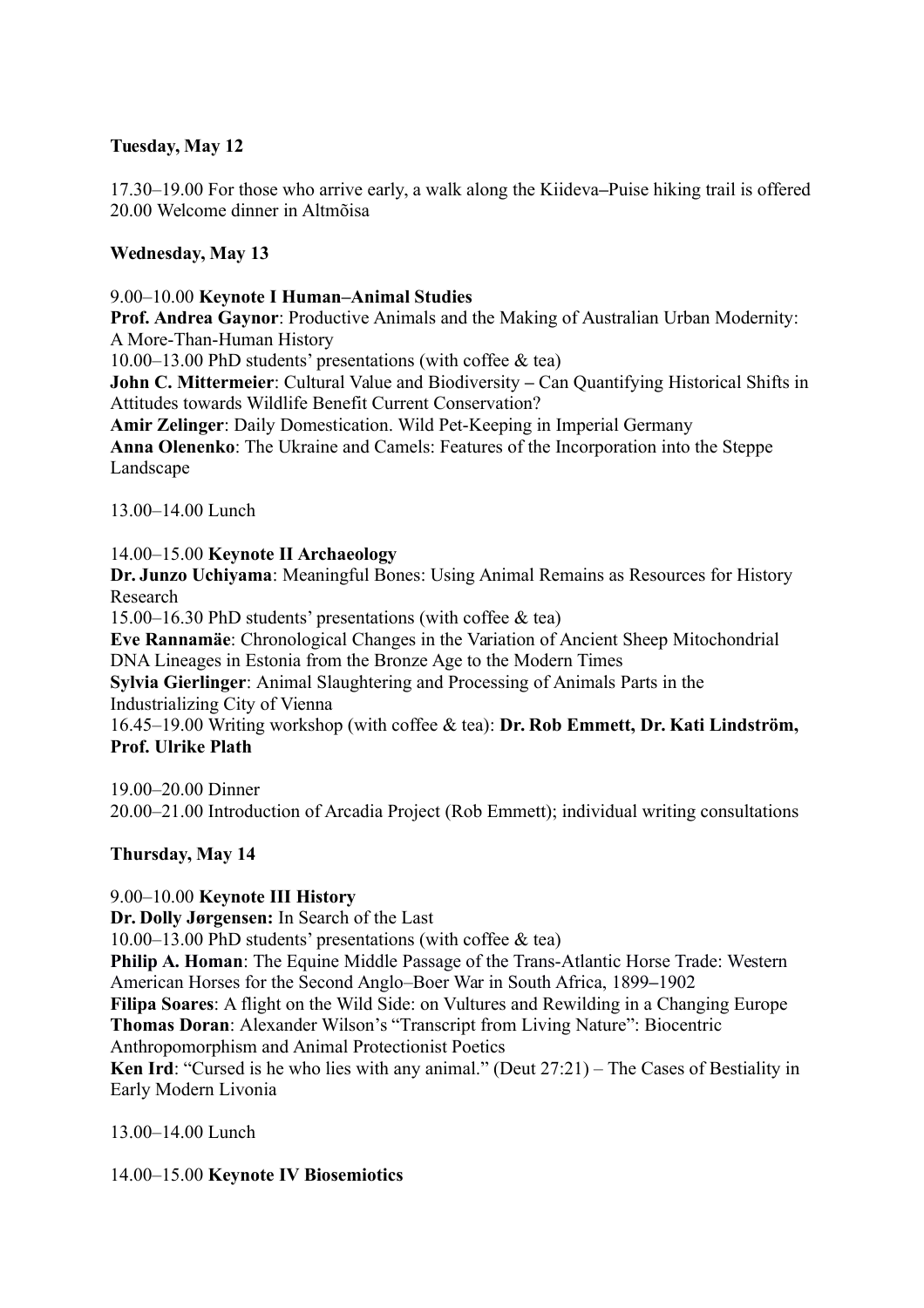**Tuesday, May 12**

17.30–19.00 For those who arrive early, a walk along the Kiideva–Puise hiking trail is offered
20.00 Welcome dinner in Altmõisa

**Wednesday, May 13**

9.00–10.00 **Keynote I Human–Animal Studies**
**Prof. Andrea Gaynor**: Productive Animals and the Making of Australian Urban Modernity: A More-Than-Human History
10.00–13.00 PhD students' presentations (with coffee & tea)
**John C. Mittermeier**: Cultural Value and Biodiversity – Can Quantifying Historical Shifts in Attitudes towards Wildlife Benefit Current Conservation?
**Amir Zelinger**: Daily Domestication. Wild Pet-Keeping in Imperial Germany
**Anna Olenenko**: The Ukraine and Camels: Features of the Incorporation into the Steppe Landscape

13.00–14.00 Lunch

14.00–15.00 **Keynote II Archaeology**
**Dr. Junzo Uchiyama**: Meaningful Bones: Using Animal Remains as Resources for History Research
15.00–16.30 PhD students' presentations (with coffee & tea)
**Eve Rannamäe**: Chronological Changes in the Variation of Ancient Sheep Mitochondrial DNA Lineages in Estonia from the Bronze Age to the Modern Times
**Sylvia Gierlinger**: Animal Slaughtering and Processing of Animals Parts in the Industrializing City of Vienna
16.45–19.00 Writing workshop (with coffee & tea): **Dr. Rob Emmett, Dr. Kati Lindström, Prof. Ulrike Plath**

19.00–20.00 Dinner
20.00–21.00 Introduction of Arcadia Project (Rob Emmett); individual writing consultations

**Thursday, May 14**

9.00–10.00 **Keynote III History**
**Dr. Dolly Jørgensen:** In Search of the Last
10.00–13.00 PhD students' presentations (with coffee & tea)
**Philip A. Homan**: The Equine Middle Passage of the Trans-Atlantic Horse Trade: Western American Horses for the Second Anglo–Boer War in South Africa, 1899–1902
**Filipa Soares**: A flight on the Wild Side: on Vultures and Rewilding in a Changing Europe
**Thomas Doran**: Alexander Wilson's "Transcript from Living Nature": Biocentric Anthropomorphism and Animal Protectionist Poetics
**Ken Ird**: "Cursed is he who lies with any animal." (Deut 27:21) – The Cases of Bestiality in Early Modern Livonia

13.00–14.00 Lunch

14.00–15.00 **Keynote IV Biosemiotics**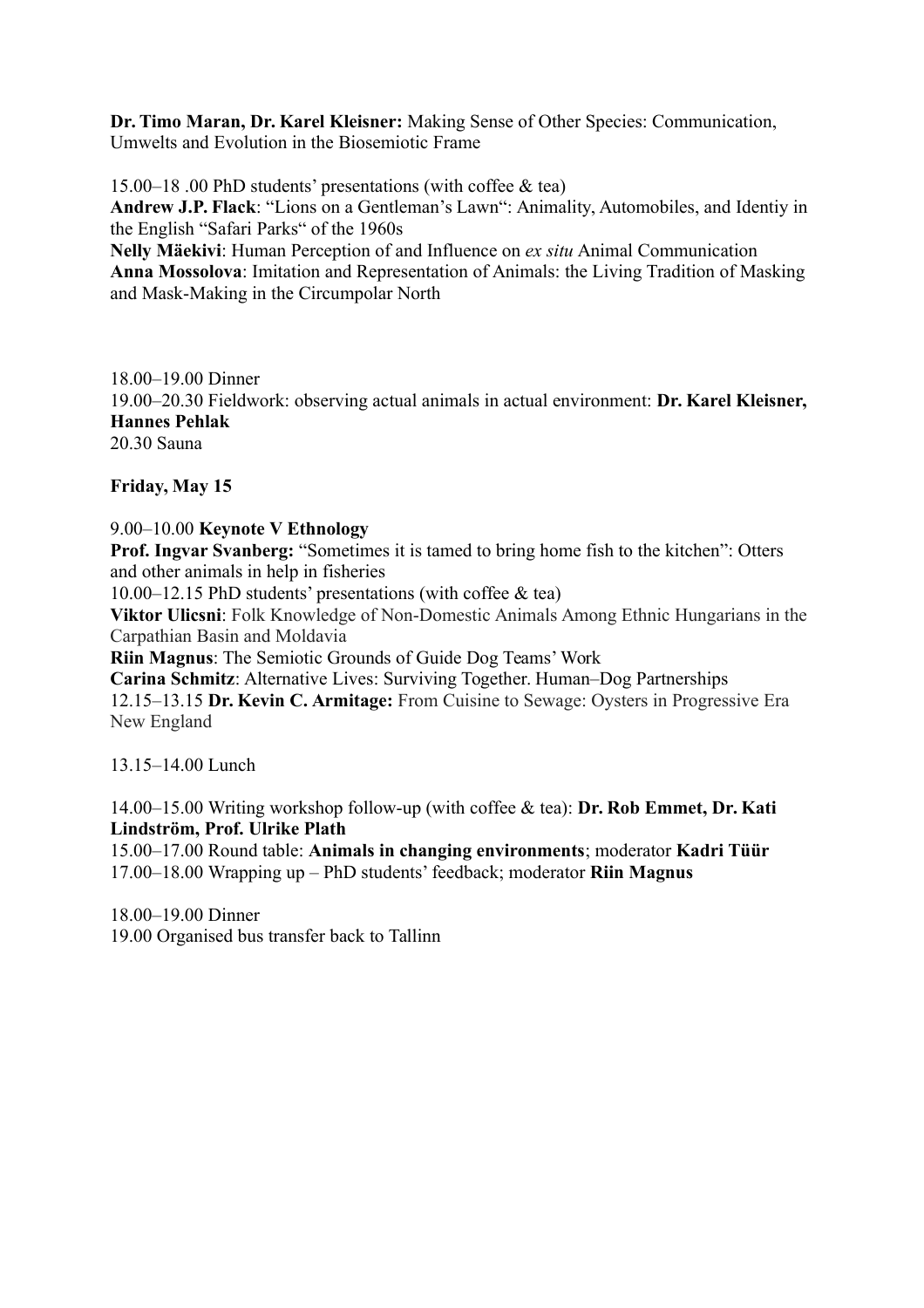**Dr. Timo Maran, Dr. Karel Kleisner:** Making Sense of Other Species: Communication, Umwelts and Evolution in the Biosemiotic Frame

15.00–18 .00 PhD students' presentations (with coffee & tea)
**Andrew J.P. Flack**: "Lions on a Gentleman's Lawn": Animality, Automobiles, and Identiy in the English "Safari Parks" of the 1960s
**Nelly Mäekivi**: Human Perception of and Influence on *ex situ* Animal Communication
**Anna Mossolova**: Imitation and Representation of Animals: the Living Tradition of Masking and Mask-Making in the Circumpolar North

18.00–19.00 Dinner
19.00–20.30 Fieldwork: observing actual animals in actual environment: **Dr. Karel Kleisner, Hannes Pehlak**
20.30 Sauna

**Friday, May 15**

9.00–10.00 **Keynote V Ethnology**
**Prof. Ingvar Svanberg:** "Sometimes it is tamed to bring home fish to the kitchen": Otters and other animals in help in fisheries
10.00–12.15 PhD students' presentations (with coffee & tea)
**Viktor Ulicsni**: Folk Knowledge of Non-Domestic Animals Among Ethnic Hungarians in the Carpathian Basin and Moldavia
**Riin Magnus**: The Semiotic Grounds of Guide Dog Teams' Work
**Carina Schmitz**: Alternative Lives: Surviving Together. Human–Dog Partnerships
12.15–13.15 **Dr. Kevin C. Armitage:** From Cuisine to Sewage: Oysters in Progressive Era New England

13.15–14.00 Lunch

14.00–15.00 Writing workshop follow-up (with coffee & tea): **Dr. Rob Emmet, Dr. Kati Lindström, Prof. Ulrike Plath**
15.00–17.00 Round table: **Animals in changing environments**; moderator **Kadri Tüür**
17.00–18.00 Wrapping up – PhD students' feedback; moderator **Riin Magnus**

18.00–19.00 Dinner
19.00 Organised bus transfer back to Tallinn